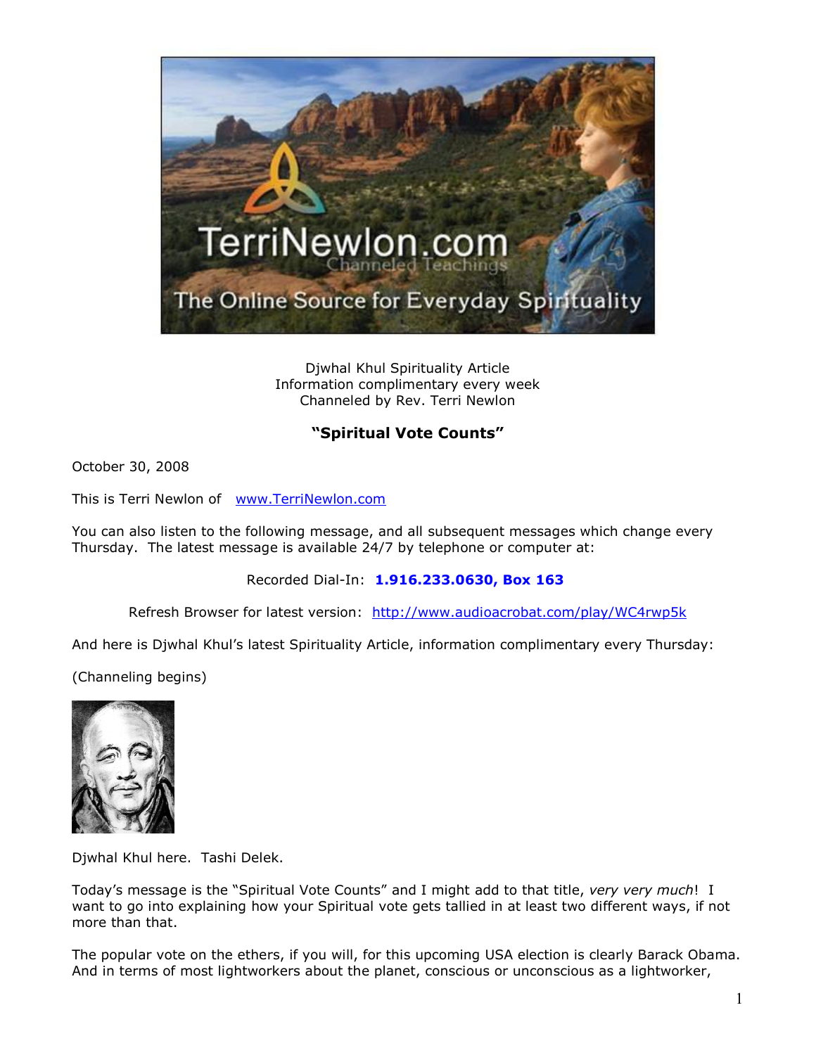Djwhal Khul Spirituality Article
Information complimentary every week
Channeled by Rev. Terri Newlon

## **"Spiritual Vote Counts"**

October 30, 2008

This is Terri Newlon of [www.TerriNewlon.com](http://www.TerriNewlon.com)

You can also listen to the following message, and all subsequent messages which change every Thursday. The latest message is available 24/7 by telephone or computer at:

Recorded Dial-In: **1.916.233.0630, Box 163**

Refresh Browser for latest version: [http://www.audioacrobat.com/play/WC4rwp5k](http://www.audioacrobat.com/play/WC4rwp5k)

And here is Djwhal Khul's latest Spirituality Article, information complimentary every Thursday:

(Channeling begins)

Djwhal Khul here. Tashi Delek.

Today's message is the "Spiritual Vote Counts" and I might add to that title, *very very much*! I want to go into explaining how your Spiritual vote gets tallied in at least two different ways, if not more than that.

The popular vote on the ethers, if you will, for this upcoming USA election is clearly Barack Obama. And in terms of most lightworkers about the planet, conscious or unconscious as a lightworker,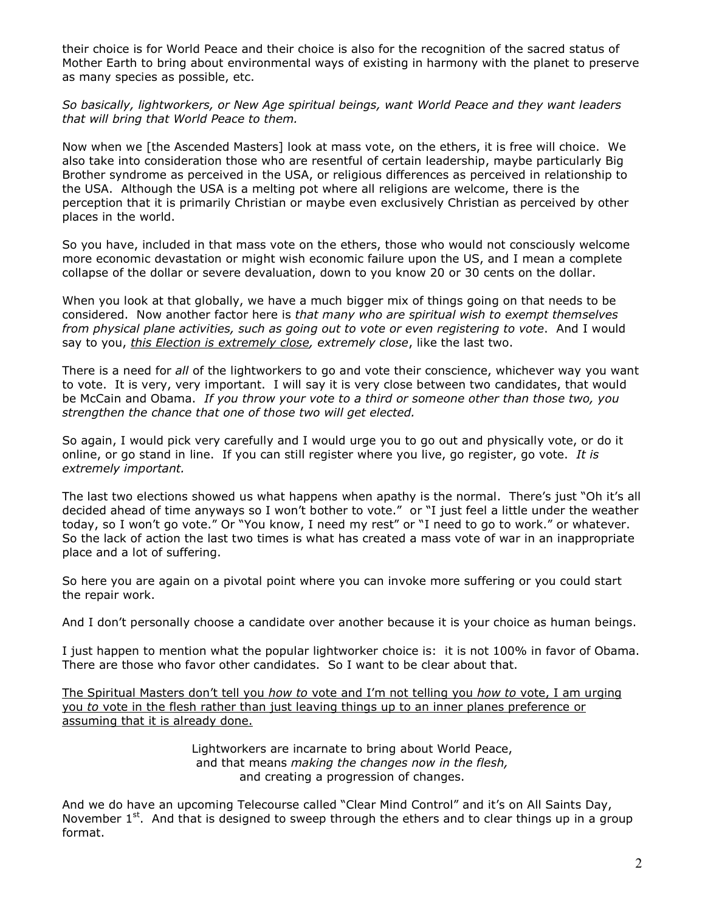their choice is for World Peace and their choice is also for the recognition of the sacred status of Mother Earth to bring about environmental ways of existing in harmony with the planet to preserve as many species as possible, etc.

*So basically, lightworkers, or New Age spiritual beings, want World Peace and they want leaders that will bring that World Peace to them.*

Now when we [the Ascended Masters] look at mass vote, on the ethers, it is free will choice. We also take into consideration those who are resentful of certain leadership, maybe particularly Big Brother syndrome as perceived in the USA, or religious differences as perceived in relationship to the USA. Although the USA is a melting pot where all religions are welcome, there is the perception that it is primarily Christian or maybe even exclusively Christian as perceived by other places in the world.

So you have, included in that mass vote on the ethers, those who would not consciously welcome more economic devastation or might wish economic failure upon the US, and I mean a complete collapse of the dollar or severe devaluation, down to you know 20 or 30 cents on the dollar.

When you look at that globally, we have a much bigger mix of things going on that needs to be considered. Now another factor here is *that many who are spiritual wish to exempt themselves from physical plane activities, such as going out to vote or even registering to vote*. And I would say to you, <u>*this Election is extremely close*</u>, *extremely close*, like the last two.

There is a need for *all* of the lightworkers to go and vote their conscience, whichever way you want to vote. It is very, very important. I will say it is very close between two candidates, that would be McCain and Obama. *If you throw your vote to a third or someone other than those two, you strengthen the chance that one of those two will get elected.*

So again, I would pick very carefully and I would urge you to go out and physically vote, or do it online, or go stand in line. If you can still register where you live, go register, go vote. *It is extremely important.*

The last two elections showed us what happens when apathy is the normal. There's just "Oh it's all decided ahead of time anyways so I won't bother to vote." or "I just feel a little under the weather today, so I won't go vote." Or "You know, I need my rest" or "I need to go to work." or whatever. So the lack of action the last two times is what has created a mass vote of war in an inappropriate place and a lot of suffering.

So here you are again on a pivotal point where you can invoke more suffering or you could start the repair work.

And I don't personally choose a candidate over another because it is your choice as human beings.

I just happen to mention what the popular lightworker choice is: it is not 100% in favor of Obama. There are those who favor other candidates. So I want to be clear about that.

<u>The Spiritual Masters don't tell you *how to* vote and I'm not telling you *how to* vote, I am urging you *to* vote in the flesh rather than just leaving things up to an inner planes preference or assuming that it is already done.</u>

Lightworkers are incarnate to bring about World Peace,
and that means *making the changes now in the flesh,*
and creating a progression of changes.

And we do have an upcoming Telecourse called "Clear Mind Control" and it's on All Saints Day, November 1st. And that is designed to sweep through the ethers and to clear things up in a group format.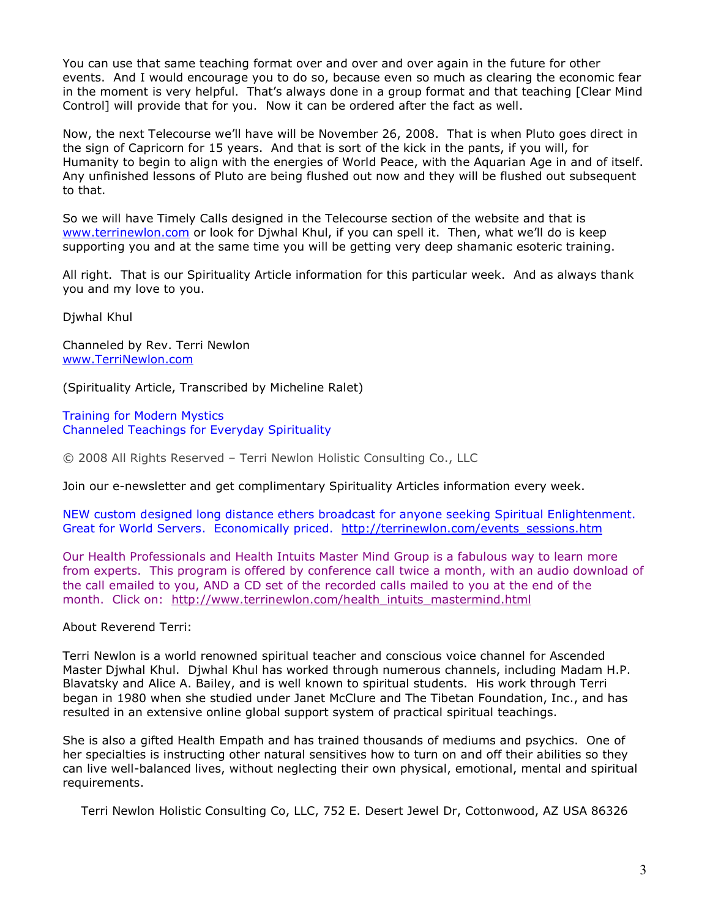You can use that same teaching format over and over and over again in the future for other events. And I would encourage you to do so, because even so much as clearing the economic fear in the moment is very helpful. That's always done in a group format and that teaching [Clear Mind Control] will provide that for you. Now it can be ordered after the fact as well.

Now, the next Telecourse we'll have will be November 26, 2008. That is when Pluto goes direct in the sign of Capricorn for 15 years. And that is sort of the kick in the pants, if you will, for Humanity to begin to align with the energies of World Peace, with the Aquarian Age in and of itself. Any unfinished lessons of Pluto are being flushed out now and they will be flushed out subsequent to that.

So we will have Timely Calls designed in the Telecourse section of the website and that is www.terrinewlon.com or look for Djwhal Khul, if you can spell it. Then, what we'll do is keep supporting you and at the same time you will be getting very deep shamanic esoteric training.

All right. That is our Spirituality Article information for this particular week. And as always thank you and my love to you.

Djwhal Khul

Channeled by Rev. Terri Newlon
www.TerriNewlon.com

(Spirituality Article, Transcribed by Micheline Ralet)

Training for Modern Mystics
Channeled Teachings for Everyday Spirituality

© 2008 All Rights Reserved – Terri Newlon Holistic Consulting Co., LLC

Join our e-newsletter and get complimentary Spirituality Articles information every week.

NEW custom designed long distance ethers broadcast for anyone seeking Spiritual Enlightenment. Great for World Servers. Economically priced. http://terrinewlon.com/events_sessions.htm

Our Health Professionals and Health Intuits Master Mind Group is a fabulous way to learn more from experts. This program is offered by conference call twice a month, with an audio download of the call emailed to you, AND a CD set of the recorded calls mailed to you at the end of the month. Click on: http://www.terrinewlon.com/health_intuits_mastermind.html

About Reverend Terri:

Terri Newlon is a world renowned spiritual teacher and conscious voice channel for Ascended Master Djwhal Khul. Djwhal Khul has worked through numerous channels, including Madam H.P. Blavatsky and Alice A. Bailey, and is well known to spiritual students. His work through Terri began in 1980 when she studied under Janet McClure and The Tibetan Foundation, Inc., and has resulted in an extensive online global support system of practical spiritual teachings.

She is also a gifted Health Empath and has trained thousands of mediums and psychics. One of her specialties is instructing other natural sensitives how to turn on and off their abilities so they can live well-balanced lives, without neglecting their own physical, emotional, mental and spiritual requirements.

Terri Newlon Holistic Consulting Co, LLC, 752 E. Desert Jewel Dr, Cottonwood, AZ USA 86326